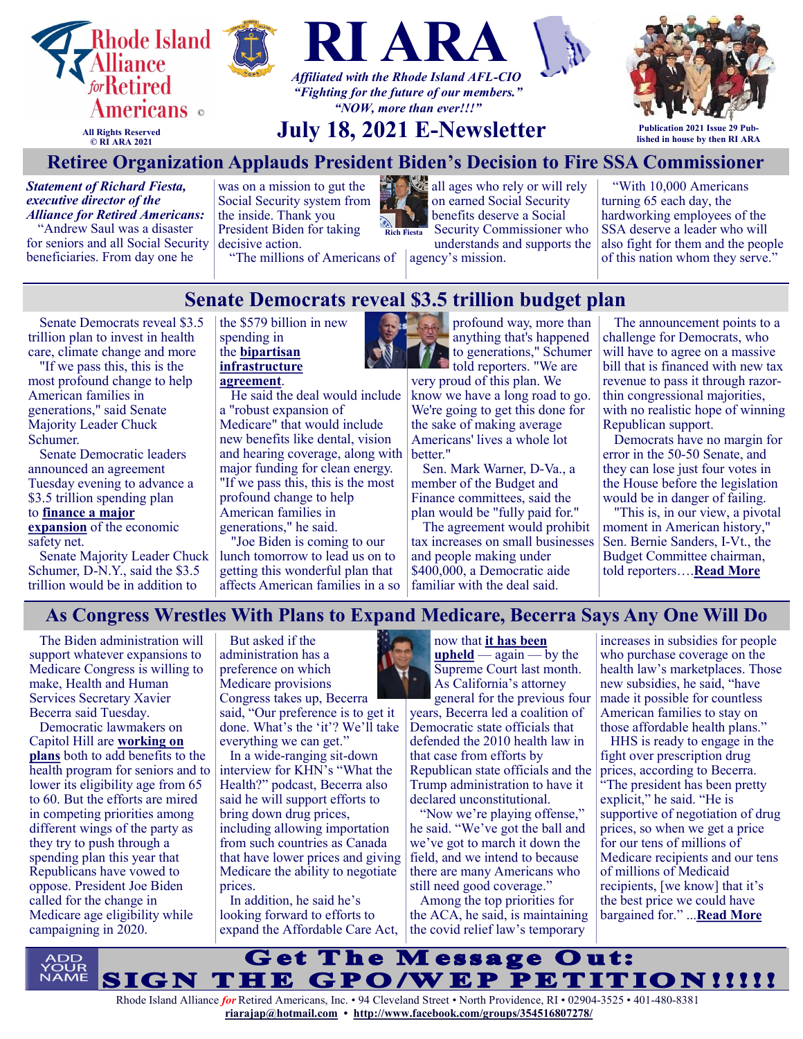Rhode Island Alliance for Retired Americans ©

All Rights Reserved
© RI ARA 2021

# RI ARA

*Affiliated with the Rhode Island AFL-CIO*
*"Fighting for the future of our members."*
*"NOW, more than ever!!!"*

## July 18, 2021 E-Newsletter

Publication 2021 Issue 29 Published in house by then RI ARA

## Retiree Organization Applauds President Biden's Decision to Fire SSA Commissioner

***Statement of Richard Fiesta, executive director of the Alliance for Retired Americans:***

"Andrew Saul was a disaster for seniors and all Social Security beneficiaries. From day one he was on a mission to gut the Social Security system from the inside. Thank you President Biden for taking decisive action.

"The millions of Americans of all ages who rely or will rely on earned Social Security benefits deserve a Social Security Commissioner who understands and supports the agency's mission.

Rich Fiesta

"With 10,000 Americans turning 65 each day, the hardworking employees of the SSA deserve a leader who will also fight for them and the people of this nation whom they serve."

## Senate Democrats reveal $3.5 trillion budget plan

Senate Democrats reveal $3.5 trillion plan to invest in health care, climate change and more

"If we pass this, this is the most profound change to help American families in generations," said Senate Majority Leader Chuck Schumer.

Senate Democratic leaders announced an agreement Tuesday evening to advance a $3.5 trillion spending plan to **finance a major expansion** of the economic safety net.

Senate Majority Leader Chuck Schumer, D-N.Y., said the $3.5 trillion would be in addition to the $579 billion in new spending in the **bipartisan infrastructure agreement**.

He said the deal would include a "robust expansion of Medicare" that would include new benefits like dental, vision and hearing coverage, along with major funding for clean energy. "If we pass this, this is the most profound change to help American families in generations," he said.

"Joe Biden is coming to our lunch tomorrow to lead us on to getting this wonderful plan that affects American families in a so profound way, more than anything that's happened to generations," Schumer told reporters. "We are very proud of this plan. We know we have a long road to go. We're going to get this done for the sake of making average Americans' lives a whole lot better."

Sen. Mark Warner, D-Va., a member of the Budget and Finance committees, said the plan would be "fully paid for."

The agreement would prohibit tax increases on small businesses and people making under $400,000, a Democratic aide familiar with the deal said.

The announcement points to a challenge for Democrats, who will have to agree on a massive bill that is financed with new tax revenue to pass it through razor-thin congressional majorities, with no realistic hope of winning Republican support.

Democrats have no margin for error in the 50-50 Senate, and they can lose just four votes in the House before the legislation would be in danger of failing.

"This is, in our view, a pivotal moment in American history," Sen. Bernie Sanders, I-Vt., the Budget Committee chairman, told reporters….**Read More**

## As Congress Wrestles With Plans to Expand Medicare, Becerra Says Any One Will Do

The Biden administration will support whatever expansions to Medicare Congress is willing to make, Health and Human Services Secretary Xavier Becerra said Tuesday.

Democratic lawmakers on Capitol Hill are **working on plans** both to add benefits to the health program for seniors and to lower its eligibility age from 65 to 60. But the efforts are mired in competing priorities among different wings of the party as they try to push through a spending plan this year that Republicans have vowed to oppose. President Joe Biden called for the change in Medicare age eligibility while campaigning in 2020.

But asked if the administration has a preference on which Medicare provisions Congress takes up, Becerra said, "Our preference is to get it done. What's the 'it'? We'll take everything we can get."

In a wide-ranging sit-down interview for KHN's "What the Health?" podcast, Becerra also said he will support efforts to bring down drug prices, including allowing importation from such countries as Canada that have lower prices and giving Medicare the ability to negotiate prices.

In addition, he said he's looking forward to efforts to expand the Affordable Care Act, now that **it has been upheld** — again — by the Supreme Court last month. As California's attorney general for the previous four years, Becerra led a coalition of Democratic state officials that defended the 2010 health law in that case from efforts by Republican state officials and the Trump administration to have it declared unconstitutional.

"Now we're playing offense," he said. "We've got the ball and we've got to march it down the field, and we intend to because there are many Americans who still need good coverage."

Among the top priorities for the ACA, he said, is maintaining the covid relief law's temporary increases in subsidies for people who purchase coverage on the health law's marketplaces. Those new subsidies, he said, "have made it possible for countless American families to stay on those affordable health plans."

HHS is ready to engage in the fight over prescription drug prices, according to Becerra. "The president has been pretty explicit," he said. "He is supportive of negotiation of drug prices, so when we get a price for our tens of millions of Medicare recipients and our tens of millions of Medicaid recipients, [we know] that it's the best price we could have bargained for." ...**Read More**

ADD YOUR NAME

## Get The Message Out: SIGN THE GPO/WEP PETITION!!!!!

Rhode Island Alliance *for* Retired Americans, Inc. • 94 Cleveland Street • North Providence, RI • 02904-3525 • 401-480-8381
**riarajap@hotmail.com • http://www.facebook.com/groups/354516807278/**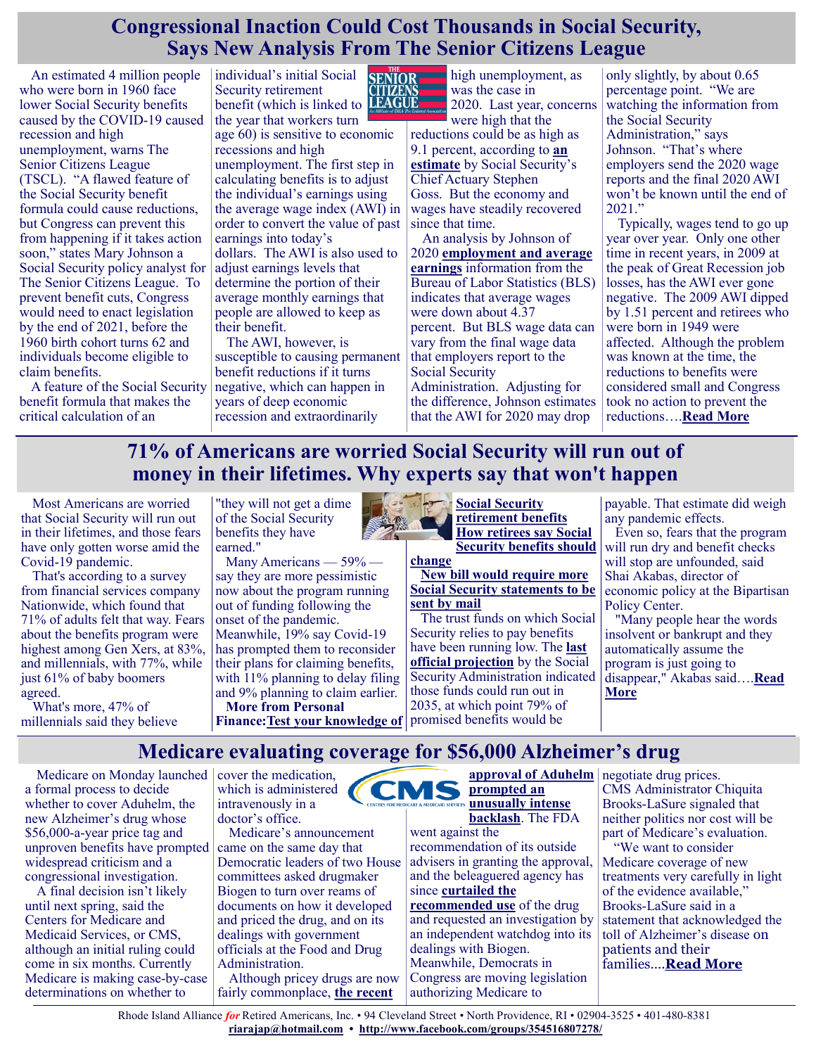## Congressional Inaction Could Cost Thousands in Social Security, Says New Analysis From The Senior Citizens League

An estimated 4 million people who were born in 1960 face lower Social Security benefits caused by the COVID-19 caused recession and high unemployment, warns The Senior Citizens League (TSCL). "A flawed feature of the Social Security benefit formula could cause reductions, but Congress can prevent this from happening if it takes action soon," states Mary Johnson a Social Security policy analyst for The Senior Citizens League. To prevent benefit cuts, Congress would need to enact legislation by the end of 2021, before the 1960 birth cohort turns 62 and individuals become eligible to claim benefits.

A feature of the Social Security benefit formula that makes the critical calculation of an individual's initial Social Security retirement benefit (which is linked to the year that workers turn age 60) is sensitive to economic recessions and high unemployment. The first step in calculating benefits is to adjust the individual's earnings using the average wage index (AWI) in order to convert the value of past earnings into today's dollars. The AWI is also used to adjust earnings levels that determine the portion of their average monthly earnings that people are allowed to keep as their benefit.

The AWI, however, is susceptible to causing permanent benefit reductions if it turns negative, which can happen in years of deep economic recession and extraordinarily high unemployment, as was the case in 2020. Last year, concerns were high that the reductions could be as high as 9.1 percent, according to **an estimate** by Social Security's Chief Actuary Stephen Goss. But the economy and wages have steadily recovered since that time.

An analysis by Johnson of 2020 **employment and average earnings** information from the Bureau of Labor Statistics (BLS) indicates that average wages were down about 4.37 percent. But BLS wage data can vary from the final wage data that employers report to the Social Security Administration. Adjusting for the difference, Johnson estimates that the AWI for 2020 may drop only slightly, by about 0.65 percentage point. "We are watching the information from the Social Security Administration," says Johnson. "That's where employers send the 2020 wage reports and the final 2020 AWI won't be known until the end of 2021."

Typically, wages tend to go up year over year. Only one other time in recent years, in 2009 at the peak of Great Recession job losses, has the AWI ever gone negative. The 2009 AWI dipped by 1.51 percent and retirees who were born in 1949 were affected. Although the problem was known at the time, the reductions to benefits were considered small and Congress took no action to prevent the reductions….**Read More**

## 71% of Americans are worried Social Security will run out of money in their lifetimes. Why experts say that won't happen

Most Americans are worried that Social Security will run out in their lifetimes, and those fears have only gotten worse amid the Covid-19 pandemic.

That's according to a survey from financial services company Nationwide, which found that 71% of adults felt that way. Fears about the benefits program were highest among Gen Xers, at 83%, and millennials, with 77%, while just 61% of baby boomers agreed.

What's more, 47% of millennials said they believe "they will not get a dime of the Social Security benefits they have earned."

Many Americans — 59% — say they are more pessimistic now about the program running out of funding following the onset of the pandemic. Meanwhile, 19% say Covid-19 has prompted them to reconsider their plans for claiming benefits, with 11% planning to delay filing and 9% planning to claim earlier.

**More from Personal Finance:**
**Test your knowledge of Social Security retirement benefits**
**How retirees say Social Security benefits should change**
**New bill would require more Social Security statements to be sent by mail**

The trust funds on which Social Security relies to pay benefits have been running low. The **last official projection** by the Social Security Administration indicated those funds could run out in 2035, at which point 79% of promised benefits would be payable. That estimate did weigh any pandemic effects.

Even so, fears that the program will run dry and benefit checks will stop are unfounded, said Shai Akabas, director of economic policy at the Bipartisan Policy Center.

"Many people hear the words insolvent or bankrupt and they automatically assume the program is just going to disappear," Akabas said….**Read More**

## Medicare evaluating coverage for $56,000 Alzheimer's drug

Medicare on Monday launched a formal process to decide whether to cover Aduhelm, the new Alzheimer's drug whose $56,000-a-year price tag and unproven benefits have prompted widespread criticism and a congressional investigation.

A final decision isn't likely until next spring, said the Centers for Medicare and Medicaid Services, or CMS, although an initial ruling could come in six months. Currently Medicare is making case-by-case determinations on whether to cover the medication, which is administered intravenously in a doctor's office.

Medicare's announcement came on the same day that Democratic leaders of two House committees asked drugmaker Biogen to turn over reams of documents on how it developed and priced the drug, and on its dealings with government officials at the Food and Drug Administration.

Although pricey drugs are now fairly commonplace, **the recent approval of Aduhelm prompted an unusually intense backlash**. The FDA went against the recommendation of its outside advisers in granting the approval, and the beleaguered agency has since **curtailed the recommended use** of the drug and requested an investigation by an independent watchdog into its dealings with Biogen. Meanwhile, Democrats in Congress are moving legislation authorizing Medicare to negotiate drug prices. CMS Administrator Chiquita Brooks-LaSure signaled that neither politics nor cost will be part of Medicare's evaluation.

"We want to consider Medicare coverage of new treatments very carefully in light of the evidence available," Brooks-LaSure said in a statement that acknowledged the toll of Alzheimer's disease on patients and their families....**Read More**

Rhode Island Alliance *for* Retired Americans, Inc. • 94 Cleveland Street • North Providence, RI • 02904-3525 • 401-480-8381
**riarajap@hotmail.com** • **http://www.facebook.com/groups/354516807278/**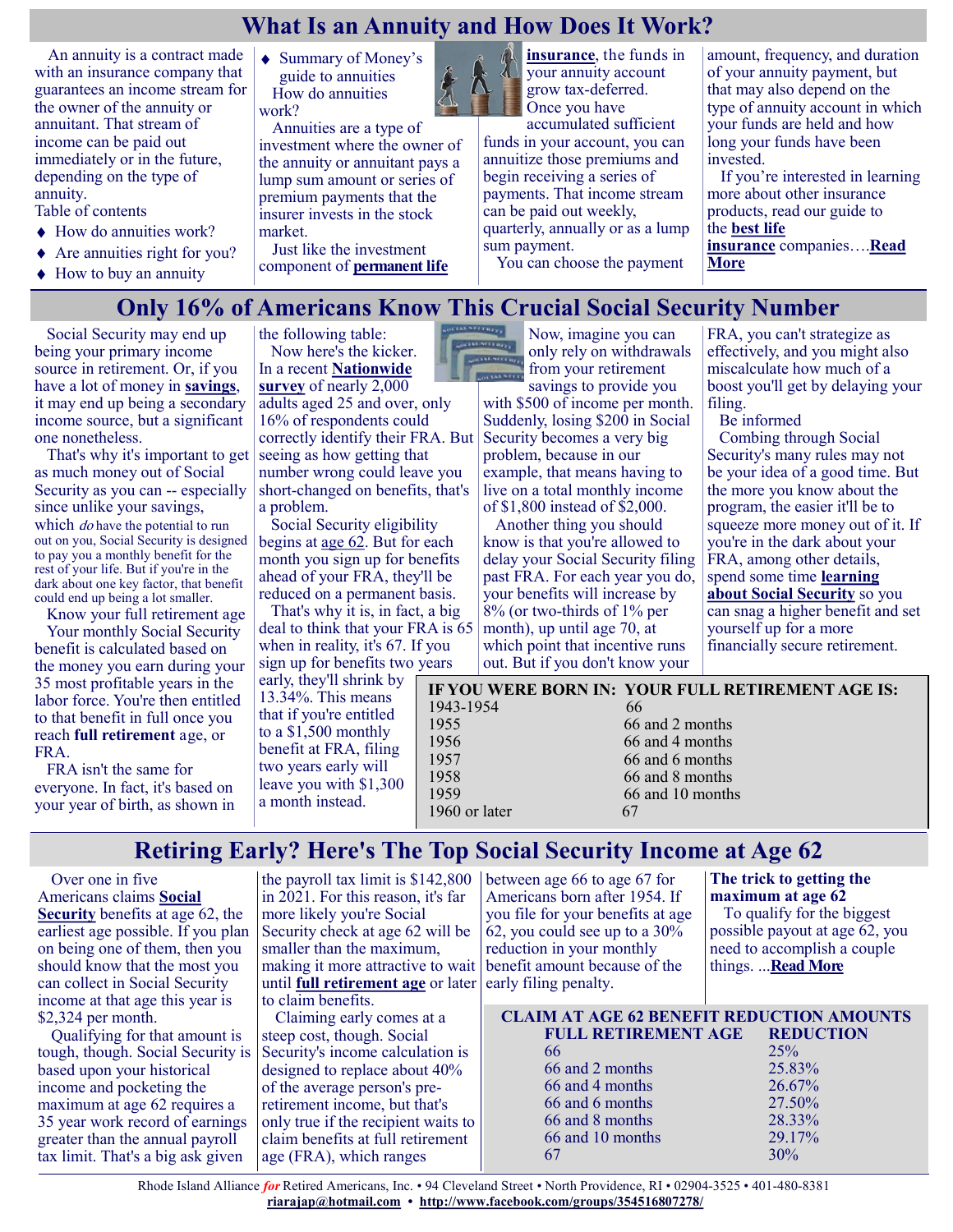## What Is an Annuity and How Does It Work?

An annuity is a contract made with an insurance company that guarantees an income stream for the owner of the annuity or annuitant. That stream of income can be paid out immediately or in the future, depending on the type of annuity.

Table of contents

- How do annuities work?
- Are annuities right for you?
- How to buy an annuity
- Summary of Money's guide to annuities

How do annuities work?

Annuities are a type of investment where the owner of the annuity or annuitant pays a lump sum amount or series of premium payments that the insurer invests in the stock market.

Just like the investment component of **permanent life insurance**, the funds in your annuity account grow tax-deferred. Once you have accumulated sufficient funds in your account, you can annuitize those premiums and begin receiving a series of payments. That income stream can be paid out weekly, quarterly, annually or as a lump sum payment.

You can choose the payment amount, frequency, and duration of your annuity payment, but that may also depend on the type of annuity account in which your funds are held and how long your funds have been invested.

If you're interested in learning more about other insurance products, read our guide to the **best life insurance** companies….**Read More**

## Only 16% of Americans Know This Crucial Social Security Number

Social Security may end up being your primary income source in retirement. Or, if you have a lot of money in **savings**, it may end up being a secondary income source, but a significant one nonetheless.

That's why it's important to get as much money out of Social Security as you can -- especially since unlike your savings, which *do* have the potential to run out on you, Social Security is designed to pay you a monthly benefit for the rest of your life. But if you're in the dark about one key factor, that benefit could end up being a lot smaller.

Know your full retirement age

Your monthly Social Security benefit is calculated based on the money you earn during your 35 most profitable years in the labor force. You're then entitled to that benefit in full once you reach **full retirement** age, or FRA.

FRA isn't the same for everyone. In fact, it's based on your year of birth, as shown in the following table:

| IF YOU WERE BORN IN: | YOUR FULL RETIREMENT AGE IS: |
|---|---|
| 1943-1954 | 66 |
| 1955 | 66 and 2 months |
| 1956 | 66 and 4 months |
| 1957 | 66 and 6 months |
| 1958 | 66 and 8 months |
| 1959 | 66 and 10 months |
| 1960 or later | 67 |

Now here's the kicker. In a recent **Nationwide survey** of nearly 2,000 adults aged 25 and over, only 16% of respondents could correctly identify their FRA. But seeing as how getting that number wrong could leave you short-changed on benefits, that's a problem.

Social Security eligibility begins at age 62. But for each month you sign up for benefits ahead of your FRA, they'll be reduced on a permanent basis.

That's why it is, in fact, a big deal to think that your FRA is 65 when in reality, it's 67. If you sign up for benefits two years early, they'll shrink by 13.34%. This means that if you're entitled to a $1,500 monthly benefit at FRA, filing two years early will leave you with $1,300 a month instead.

Now, imagine you can only rely on withdrawals from your retirement savings to provide you with $500 of income per month. Suddenly, losing $200 in Social Security becomes a very big problem, because in our example, that means having to live on a total monthly income of $1,800 instead of $2,000.

Another thing you should know is that you're allowed to delay your Social Security filing past FRA. For each year you do, your benefits will increase by 8% (or two-thirds of 1% per month), up until age 70, at which point that incentive runs out. But if you don't know your FRA, you can't strategize as effectively, and you might also miscalculate how much of a boost you'll get by delaying your filing.

Be informed

Combing through Social Security's many rules may not be your idea of a good time. But the more you know about the program, the easier it'll be to squeeze more money out of it. If you're in the dark about your FRA, among other details, spend some time **learning about Social Security** so you can snag a higher benefit and set yourself up for a more financially secure retirement.

## Retiring Early? Here's The Top Social Security Income at Age 62

Over one in five Americans claims **Social Security** benefits at age 62, the earliest age possible. If you plan on being one of them, then you should know that the most you can collect in Social Security income at that age this year is $2,324 per month.

Qualifying for that amount is tough, though. Social Security is based upon your historical income and pocketing the maximum at age 62 requires a 35 year work record of earnings greater than the annual payroll tax limit. That's a big ask given the payroll tax limit is $142,800 in 2021. For this reason, it's far more likely you're Social Security check at age 62 will be smaller than the maximum, making it more attractive to wait until **full retirement age** or later to claim benefits.

Claiming early comes at a steep cost, though. Social Security's income calculation is designed to replace about 40% of the average person's pre-retirement income, but that's only true if the recipient waits to claim benefits at full retirement age (FRA), which ranges between age 66 to age 67 for Americans born after 1954. If you file for your benefits at age 62, you could see up to a 30% reduction in your monthly benefit amount because of the early filing penalty.

**CLAIM AT AGE 62 BENEFIT REDUCTION AMOUNTS**

| FULL RETIREMENT AGE | REDUCTION |
|---|---|
| 66 | 25% |
| 66 and 2 months | 25.83% |
| 66 and 4 months | 26.67% |
| 66 and 6 months | 27.50% |
| 66 and 8 months | 28.33% |
| 66 and 10 months | 29.17% |
| 67 | 30% |

**The trick to getting the maximum at age 62**

To qualify for the biggest possible payout at age 62, you need to accomplish a couple things. ...**Read More**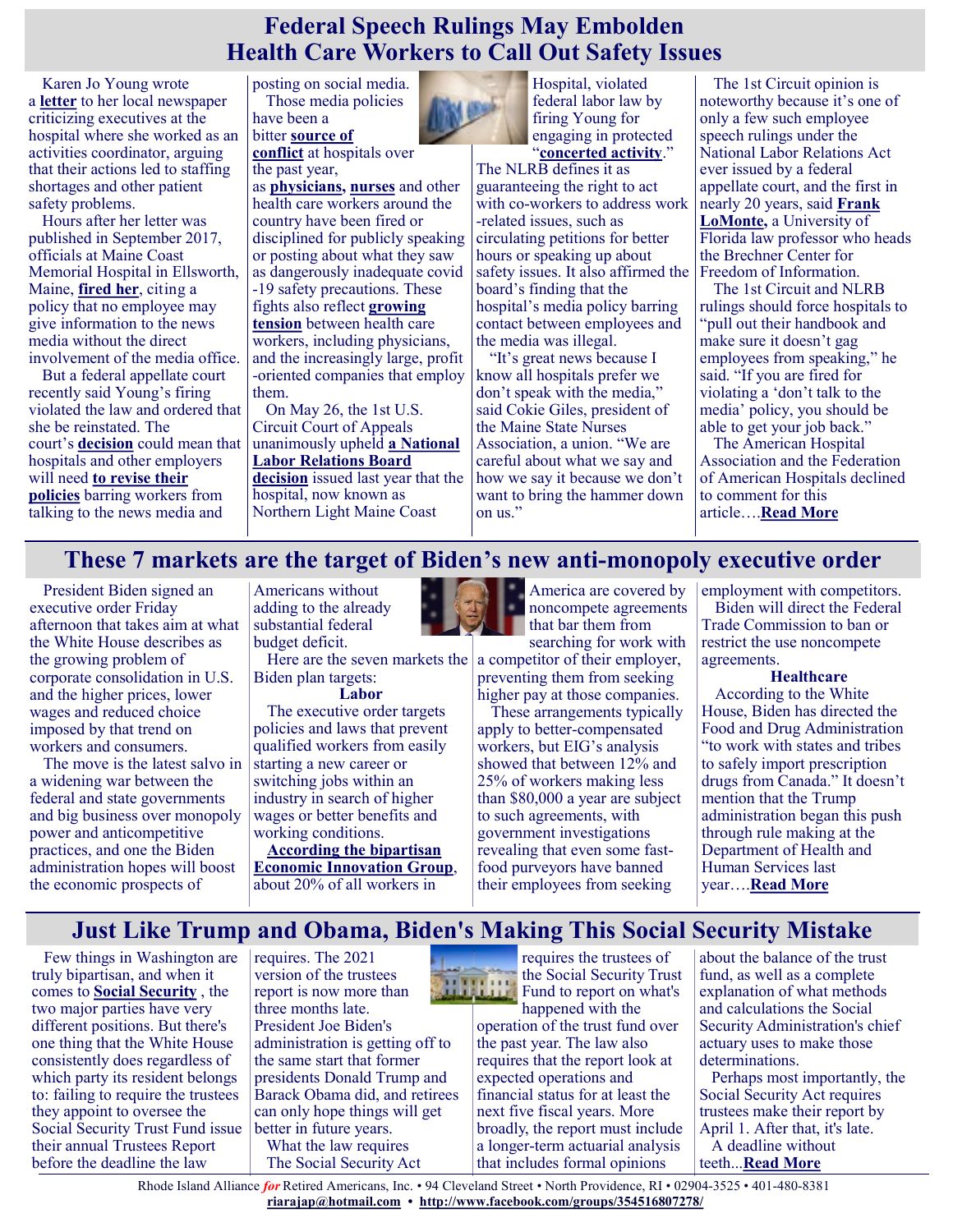## Federal Speech Rulings May Embolden Health Care Workers to Call Out Safety Issues

Karen Jo Young wrote a **letter** to her local newspaper criticizing executives at the hospital where she worked as an activities coordinator, arguing that their actions led to staffing shortages and other patient safety problems.

Hours after her letter was published in September 2017, officials at Maine Coast Memorial Hospital in Ellsworth, Maine, **fired her**, citing a policy that no employee may give information to the news media without the direct involvement of the media office.

But a federal appellate court recently said Young's firing violated the law and ordered that she be reinstated. The court's **decision** could mean that hospitals and other employers will need **to revise their policies** barring workers from talking to the news media and posting on social media.

Those media policies have been a bitter **source of conflict** at hospitals over the past year, as **physicians, nurses** and other health care workers around the country have been fired or disciplined for publicly speaking or posting about what they saw as dangerously inadequate covid-19 safety precautions. These fights also reflect **growing tension** between health care workers, including physicians, and the increasingly large, profit-oriented companies that employ them.

On May 26, the 1st U.S. Circuit Court of Appeals unanimously upheld **a National Labor Relations Board decision** issued last year that the hospital, now known as Northern Light Maine Coast Hospital, violated federal labor law by firing Young for engaging in protected "**concerted activity**." The NLRB defines it as guaranteeing the right to act with co-workers to address work-related issues, such as circulating petitions for better hours or speaking up about safety issues. It also affirmed the board's finding that the hospital's media policy barring contact between employees and the media was illegal.

"It's great news because I know all hospitals prefer we don't speak with the media," said Cokie Giles, president of the Maine State Nurses Association, a union. "We are careful about what we say and how we say it because we don't want to bring the hammer down on us."

The 1st Circuit opinion is noteworthy because it's one of only a few such employee speech rulings under the National Labor Relations Act ever issued by a federal appellate court, and the first in nearly 20 years, said **Frank LoMonte,** a University of Florida law professor who heads the Brechner Center for Freedom of Information.

The 1st Circuit and NLRB rulings should force hospitals to "pull out their handbook and make sure it doesn't gag employees from speaking," he said. "If you are fired for violating a 'don't talk to the media' policy, you should be able to get your job back."

The American Hospital Association and the Federation of American Hospitals declined to comment for this article….**Read More**

## These 7 markets are the target of Biden's new anti-monopoly executive order

President Biden signed an executive order Friday afternoon that takes aim at what the White House describes as the growing problem of corporate consolidation in U.S. and the higher prices, lower wages and reduced choice imposed by that trend on workers and consumers.

The move is the latest salvo in a widening war between the federal and state governments and big business over monopoly power and anticompetitive practices, and one the Biden administration hopes will boost the economic prospects of Americans without adding to the already substantial federal budget deficit.

Here are the seven markets the Biden plan targets:

**Labor**

The executive order targets policies and laws that prevent qualified workers from easily starting a new career or switching jobs within an industry in search of higher wages or better benefits and working conditions.

**According the bipartisan Economic Innovation Group**, about 20% of all workers in America are covered by noncompete agreements that bar them from searching for work with a competitor of their employer, preventing them from seeking higher pay at those companies.

These arrangements typically apply to better-compensated workers, but EIG's analysis showed that between 12% and 25% of workers making less than $80,000 a year are subject to such agreements, with government investigations revealing that even some fast-food purveyors have banned their employees from seeking employment with competitors.

Biden will direct the Federal Trade Commission to ban or restrict the use noncompete agreements.

**Healthcare**

According to the White House, Biden has directed the Food and Drug Administration "to work with states and tribes to safely import prescription drugs from Canada." It doesn't mention that the Trump administration began this push through rule making at the Department of Health and Human Services last year….**Read More**

## Just Like Trump and Obama, Biden's Making This Social Security Mistake

Few things in Washington are truly bipartisan, and when it comes to **Social Security** , the two major parties have very different positions. But there's one thing that the White House consistently does regardless of which party its resident belongs to: failing to require the trustees they appoint to oversee the Social Security Trust Fund issue their annual Trustees Report before the deadline the law requires. The 2021 version of the trustees report is now more than three months late. President Joe Biden's administration is getting off to the same start that former presidents Donald Trump and Barack Obama did, and retirees can only hope things will get better in future years.

What the law requires

The Social Security Act requires the trustees of the Social Security Trust Fund to report on what's happened with the operation of the trust fund over the past year. The law also requires that the report look at expected operations and financial status for at least the next five fiscal years. More broadly, the report must include a longer-term actuarial analysis that includes formal opinions about the balance of the trust fund, as well as a complete explanation of what methods and calculations the Social Security Administration's chief actuary uses to make those determinations.

Perhaps most importantly, the Social Security Act requires trustees make their report by April 1. After that, it's late.

A deadline without teeth...**Read More**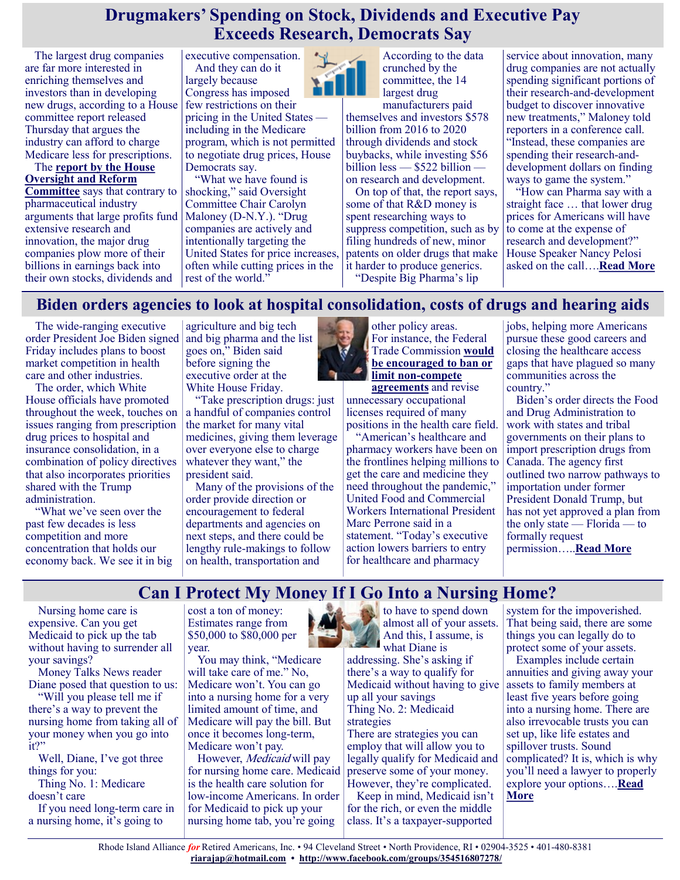# Drugmakers' Spending on Stock, Dividends and Executive Pay Exceeds Research, Democrats Say

The largest drug companies are far more interested in enriching themselves and investors than in developing new drugs, according to a House committee report released Thursday that argues the industry can afford to charge Medicare less for prescriptions.

The **report by the House Oversight and Reform Committee** says that contrary to pharmaceutical industry arguments that large profits fund extensive research and innovation, the major drug companies plow more of their billions in earnings back into their own stocks, dividends and executive compensation.

And they can do it largely because Congress has imposed few restrictions on their pricing in the United States — including in the Medicare program, which is not permitted to negotiate drug prices, House Democrats say.

"What we have found is shocking," said Oversight Committee Chair Carolyn Maloney (D-N.Y.). "Drug companies are actively and intentionally targeting the United States for price increases, often while cutting prices in the rest of the world."

According to the data crunched by the committee, the 14 largest drug manufacturers paid themselves and investors $578 billion from 2016 to 2020 through dividends and stock buybacks, while investing $56 billion less — $522 billion — on research and development.

On top of that, the report says, some of that R&D money is spent researching ways to suppress competition, such as by filing hundreds of new, minor patents on older drugs that make it harder to produce generics.

"Despite Big Pharma's lip service about innovation, many drug companies are not actually spending significant portions of their research-and-development budget to discover innovative new treatments," Maloney told reporters in a conference call. "Instead, these companies are spending their research-and-development dollars on finding ways to game the system."

"How can Pharma say with a straight face … that lower drug prices for Americans will have to come at the expense of research and development?" House Speaker Nancy Pelosi asked on the call….**Read More**

# Biden orders agencies to look at hospital consolidation, costs of drugs and hearing aids

The wide-ranging executive order President Joe Biden signed Friday includes plans to boost market competition in health care and other industries.

The order, which White House officials have promoted throughout the week, touches on issues ranging from prescription drug prices to hospital and insurance consolidation, in a combination of policy directives that also incorporates priorities shared with the Trump administration.

"What we've seen over the past few decades is less competition and more concentration that holds our economy back. We see it in big agriculture and big tech and big pharma and the list goes on," Biden said before signing the executive order at the White House Friday.

"Take prescription drugs: just a handful of companies control the market for many vital medicines, giving them leverage over everyone else to charge whatever they want," the president said.

Many of the provisions of the order provide direction or encouragement to federal departments and agencies on next steps, and there could be lengthy rule-makings to follow on health, transportation and other policy areas. For instance, the Federal Trade Commission **would be encouraged to ban or limit non-compete agreements** and revise unnecessary occupational licenses required of many positions in the health care field.

"American's healthcare and pharmacy workers have been on the frontlines helping millions to get the care and medicine they need throughout the pandemic," United Food and Commercial Workers International President Marc Perrone said in a statement. "Today's executive action lowers barriers to entry for healthcare and pharmacy jobs, helping more Americans pursue these good careers and closing the healthcare access gaps that have plagued so many communities across the country."

Biden's order directs the Food and Drug Administration to work with states and tribal governments on their plans to import prescription drugs from Canada. The agency first outlined two narrow pathways to importation under former President Donald Trump, but has not yet approved a plan from the only state — Florida — to formally request permission…..**Read More**

# Can I Protect My Money If I Go Into a Nursing Home?

Nursing home care is expensive. Can you get Medicaid to pick up the tab without having to surrender all your savings?

Money Talks News reader Diane posed that question to us:

"Will you please tell me if there's a way to prevent the nursing home from taking all of your money when you go into it?"

Well, Diane, I've got three things for you:

Thing No. 1: Medicare doesn't care

If you need long-term care in a nursing home, it's going to cost a ton of money: Estimates range from $50,000 to $80,000 per year.

You may think, "Medicare will take care of me." No, Medicare won't. You can go into a nursing home for a very limited amount of time, and Medicare will pay the bill. But once it becomes long-term, Medicare won't pay.

However, *Medicaid* will pay for nursing home care. Medicaid is the health care solution for low-income Americans. In order for Medicaid to pick up your nursing home bill, you're going to have to spend down almost all of your assets. And this, I assume, is what Diane is addressing. She's asking if there's a way to qualify for Medicaid without having to give up all your savings

Thing No. 2: Medicaid strategies

There are strategies you can employ that will allow you to legally qualify for Medicaid and preserve some of your money. However, they're complicated.

Keep in mind, Medicaid isn't for the rich, or even the middle class. It's a taxpayer-supported system for the impoverished. That being said, there are some things you can legally do to protect some of your assets.

Examples include certain annuities and giving away your assets to family members at least five years before going into a nursing home. There are also irrevocable trusts you can set up, like life estates and spillover trusts. Sound complicated? It is, which is why you'll need a lawyer to properly explore your options….**Read More**

Rhode Island Alliance *for* Retired Americans, Inc. • 94 Cleveland Street • North Providence, RI • 02904-3525 • 401-480-8381
**riarajap@hotmail.com** • **http://www.facebook.com/groups/354516807278/**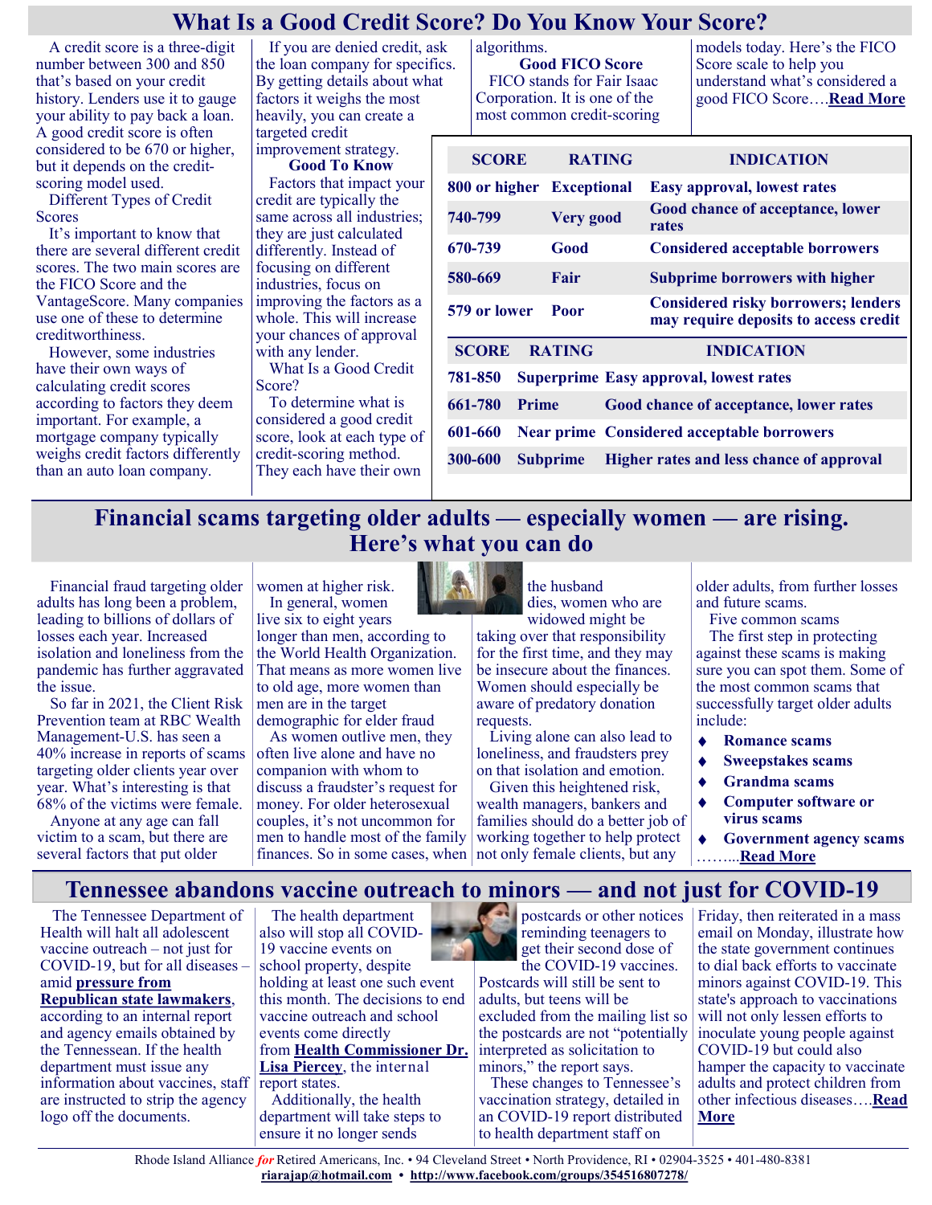## What Is a Good Credit Score? Do You Know Your Score?

A credit score is a three-digit number between 300 and 850 that's based on your credit history. Lenders use it to gauge your ability to pay back a loan. A good credit score is often considered to be 670 or higher, but it depends on the credit-scoring model used.

Different Types of Credit Scores

It's important to know that there are several different credit scores. The two main scores are the FICO Score and the VantageScore. Many companies use one of these to determine creditworthiness.

However, some industries have their own ways of calculating credit scores according to factors they deem important. For example, a mortgage company typically weighs credit factors differently than an auto loan company.

If you are denied credit, ask the loan company for specifics. By getting details about what factors it weighs the most heavily, you can create a targeted credit improvement strategy.

**Good To Know**

Factors that impact your credit are typically the same across all industries; they are just calculated differently. Instead of focusing on different industries, focus on improving the factors as a whole. This will increase your chances of approval with any lender.

What Is a Good Credit Score?

To determine what is considered a good credit score, look at each type of credit-scoring method. They each have their own algorithms.

**Good FICO Score**

FICO stands for Fair Isaac Corporation. It is one of the most common credit-scoring models today. Here's the FICO Score scale to help you understand what's considered a good FICO Score….**Read More**

| SCORE | RATING | INDICATION |
|---|---|---|
| 800 or higher | Exceptional | Easy approval, lowest rates |
| 740-799 | Very good | Good chance of acceptance, lower rates |
| 670-739 | Good | Considered acceptable borrowers |
| 580-669 | Fair | Subprime borrowers with higher |
| 579 or lower | Poor | Considered risky borrowers; lenders may require deposits to access credit |

| SCORE | RATING | INDICATION |
|---|---|---|
| 781-850 | Superprime | Easy approval, lowest rates |
| 661-780 | Prime | Good chance of acceptance, lower rates |
| 601-660 | Near prime | Considered acceptable borrowers |
| 300-600 | Subprime | Higher rates and less chance of approval |

## Financial scams targeting older adults — especially women — are rising. Here's what you can do

Financial fraud targeting older adults has long been a problem, leading to billions of dollars of losses each year. Increased isolation and loneliness from the pandemic has further aggravated the issue.

So far in 2021, the Client Risk Prevention team at RBC Wealth Management-U.S. has seen a 40% increase in reports of scams targeting older clients year over year. What's interesting is that 68% of the victims were female.

Anyone at any age can fall victim to a scam, but there are several factors that put older women at higher risk.

In general, women live six to eight years longer than men, according to the World Health Organization. That means as more women live to old age, more women than men are in the target demographic for elder fraud.

As women outlive men, they often live alone and have no companion with whom to discuss a fraudster's request for money. For older heterosexual couples, it's not uncommon for men to handle most of the family finances. So in some cases, when the husband dies, women who are widowed might be taking over that responsibility for the first time, and they may be insecure about the finances. Women should especially be aware of predatory donation requests.

Living alone can also lead to loneliness, and fraudsters prey on that isolation and emotion.

Given this heightened risk, wealth managers, bankers and families should do a better job of working together to help protect not only female clients, but any older adults, from further losses and future scams.

Five common scams

The first step in protecting against these scams is making sure you can spot them. Some of the most common scams that successfully target older adults include:

- **Romance scams**
- **Sweepstakes scams**
- **Grandma scams**
- **Computer software or virus scams**
- **Government agency scams**

……...**Read More**

## Tennessee abandons vaccine outreach to minors — and not just for COVID-19

The Tennessee Department of Health will halt all adolescent vaccine outreach – not just for COVID-19, but for all diseases – amid **pressure from Republican state lawmakers**, according to an internal report and agency emails obtained by the Tennessean. If the health department must issue any information about vaccines, staff are instructed to strip the agency logo off the documents.

The health department also will stop all COVID-19 vaccine events on school property, despite holding at least one such event this month. The decisions to end vaccine outreach and school events come directly from **Health Commissioner Dr. Lisa Piercey**, the internal report states.

Additionally, the health department will take steps to ensure it no longer sends postcards or other notices reminding teenagers to get their second dose of the COVID-19 vaccines. Postcards will still be sent to adults, but teens will be excluded from the mailing list so the postcards are not "potentially interpreted as solicitation to minors," the report says.

These changes to Tennessee's vaccination strategy, detailed in an COVID-19 report distributed to health department staff on Friday, then reiterated in a mass email on Monday, illustrate how the state government continues to dial back efforts to vaccinate minors against COVID-19. This state's approach to vaccinations will not only lessen efforts to inoculate young people against COVID-19 but could also hamper the capacity to vaccinate adults and protect children from other infectious diseases….**Read More**

Rhode Island Alliance *for* Retired Americans, Inc. • 94 Cleveland Street • North Providence, RI • 02904-3525 • 401-480-8381
riarajap@hotmail.com • http://www.facebook.com/groups/354516807278/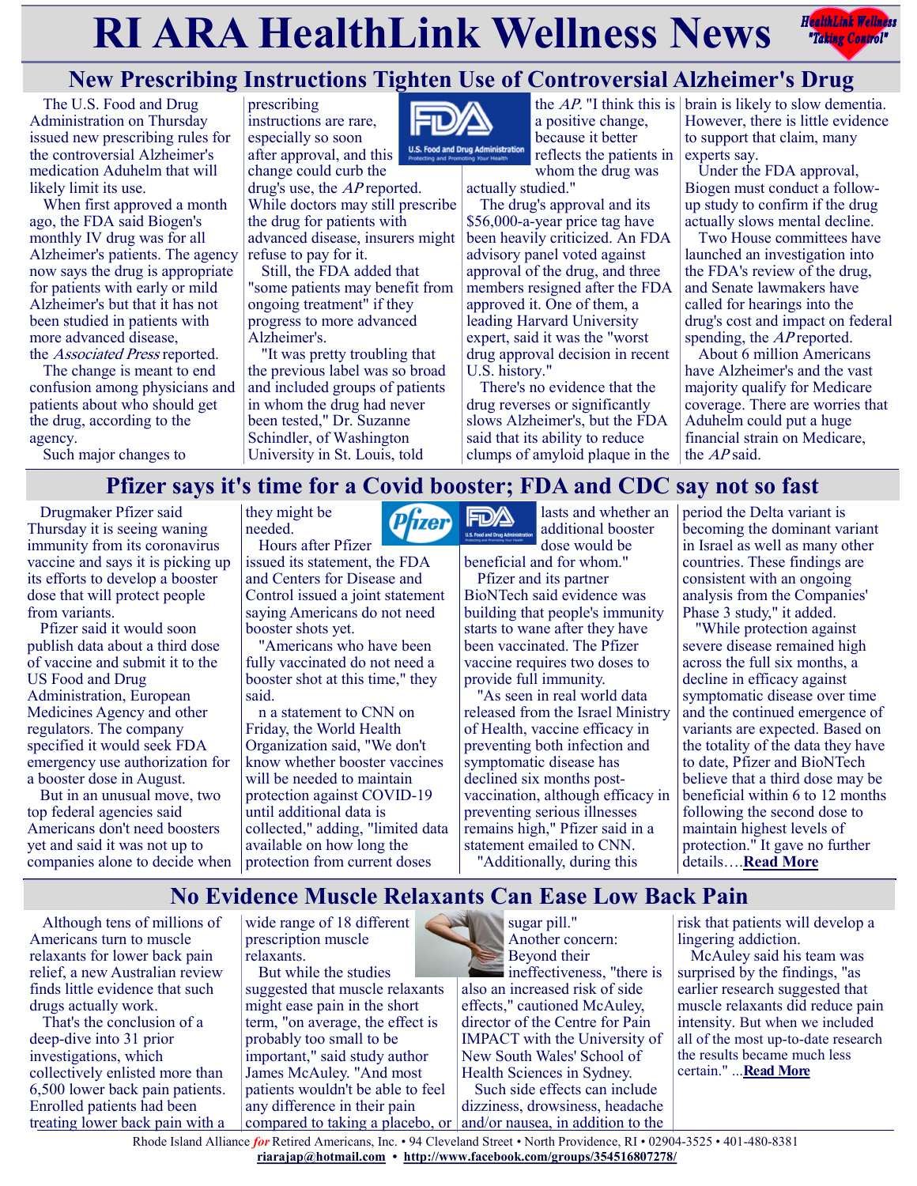# RI ARA HealthLink Wellness News

## New Prescribing Instructions Tighten Use of Controversial Alzheimer's Drug

The U.S. Food and Drug Administration on Thursday issued new prescribing rules for the controversial Alzheimer's medication Aduhelm that will likely limit its use.

When first approved a month ago, the FDA said Biogen's monthly IV drug was for all Alzheimer's patients. The agency now says the drug is appropriate for patients with early or mild Alzheimer's but that it has not been studied in patients with more advanced disease, the *Associated Press* reported.

The change is meant to end confusion among physicians and patients about who should get the drug, according to the agency.

Such major changes to prescribing instructions are rare, especially so soon after approval, and this change could curb the drug's use, the *AP* reported. While doctors may still prescribe the drug for patients with advanced disease, insurers might refuse to pay for it.

Still, the FDA added that "some patients may benefit from ongoing treatment" if they progress to more advanced Alzheimer's.

"It was pretty troubling that the previous label was so broad and included groups of patients in whom the drug had never been tested," Dr. Suzanne Schindler, of Washington University in St. Louis, told the *AP*. "I think this is a positive change, because it better reflects the patients in whom the drug was actually studied."

The drug's approval and its $56,000-a-year price tag have been heavily criticized. An FDA advisory panel voted against approval of the drug, and three members resigned after the FDA approved it. One of them, a leading Harvard University expert, said it was the "worst drug approval decision in recent U.S. history."

There's no evidence that the drug reverses or significantly slows Alzheimer's, but the FDA said that its ability to reduce clumps of amyloid plaque in the brain is likely to slow dementia. However, there is little evidence to support that claim, many experts say.

Under the FDA approval, Biogen must conduct a follow-up study to confirm if the drug actually slows mental decline.

Two House committees have launched an investigation into the FDA's review of the drug, and Senate lawmakers have called for hearings into the drug's cost and impact on federal spending, the *AP* reported.

About 6 million Americans have Alzheimer's and the vast majority qualify for Medicare coverage. There are worries that Aduhelm could put a huge financial strain on Medicare, the *AP* said.

## Pfizer says it's time for a Covid booster; FDA and CDC say not so fast

Drugmaker Pfizer said Thursday it is seeing waning immunity from its coronavirus vaccine and says it is picking up its efforts to develop a booster dose that will protect people from variants.

Pfizer said it would soon publish data about a third dose of vaccine and submit it to the US Food and Drug Administration, European Medicines Agency and other regulators. The company specified it would seek FDA emergency use authorization for a booster dose in August.

But in an unusual move, two top federal agencies said Americans don't need boosters yet and said it was not up to companies alone to decide when they might be needed.

Hours after Pfizer issued its statement, the FDA and Centers for Disease and Control issued a joint statement saying Americans do not need booster shots yet.

"Americans who have been fully vaccinated do not need a booster shot at this time," they said.

n a statement to CNN on Friday, the World Health Organization said, "We don't know whether booster vaccines will be needed to maintain protection against COVID-19 until additional data is collected," adding, "limited data available on how long the protection from current doses lasts and whether an additional booster dose would be beneficial and for whom."

Pfizer and its partner BioNTech said evidence was building that people's immunity starts to wane after they have been vaccinated. The Pfizer vaccine requires two doses to provide full immunity.

"As seen in real world data released from the Israel Ministry of Health, vaccine efficacy in preventing both infection and symptomatic disease has declined six months post-vaccination, although efficacy in preventing serious illnesses remains high," Pfizer said in a statement emailed to CNN.

"Additionally, during this period the Delta variant is becoming the dominant variant in Israel as well as many other countries. These findings are consistent with an ongoing analysis from the Companies' Phase 3 study," it added.

"While protection against severe disease remained high across the full six months, a decline in efficacy against symptomatic disease over time and the continued emergence of variants are expected. Based on the totality of the data they have to date, Pfizer and BioNTech believe that a third dose may be beneficial within 6 to 12 months following the second dose to maintain highest levels of protection." It gave no further details….**Read More**

## No Evidence Muscle Relaxants Can Ease Low Back Pain

Although tens of millions of Americans turn to muscle relaxants for lower back pain relief, a new Australian review finds little evidence that such drugs actually work.

That's the conclusion of a deep-dive into 31 prior investigations, which collectively enlisted more than 6,500 lower back pain patients. Enrolled patients had been treating lower back pain with a wide range of 18 different prescription muscle relaxants.

But while the studies suggested that muscle relaxants might ease pain in the short term, "on average, the effect is probably too small to be important," said study author James McAuley. "And most patients wouldn't be able to feel any difference in their pain compared to taking a placebo, or sugar pill."

Another concern: Beyond their ineffectiveness, "there is also an increased risk of side effects," cautioned McAuley, director of the Centre for Pain IMPACT with the University of New South Wales' School of Health Sciences in Sydney.

Such side effects can include dizziness, drowsiness, headache and/or nausea, in addition to the risk that patients will develop a lingering addiction.

McAuley said his team was surprised by the findings, "as earlier research suggested that muscle relaxants did reduce pain intensity. But when we included all of the most up-to-date research the results became much less certain." ...**Read More**

Rhode Island Alliance *for* Retired Americans, Inc. • 94 Cleveland Street • North Providence, RI • 02904-3525 • 401-480-8381
**riarajap@hotmail.com** • **http://www.facebook.com/groups/354516807278/**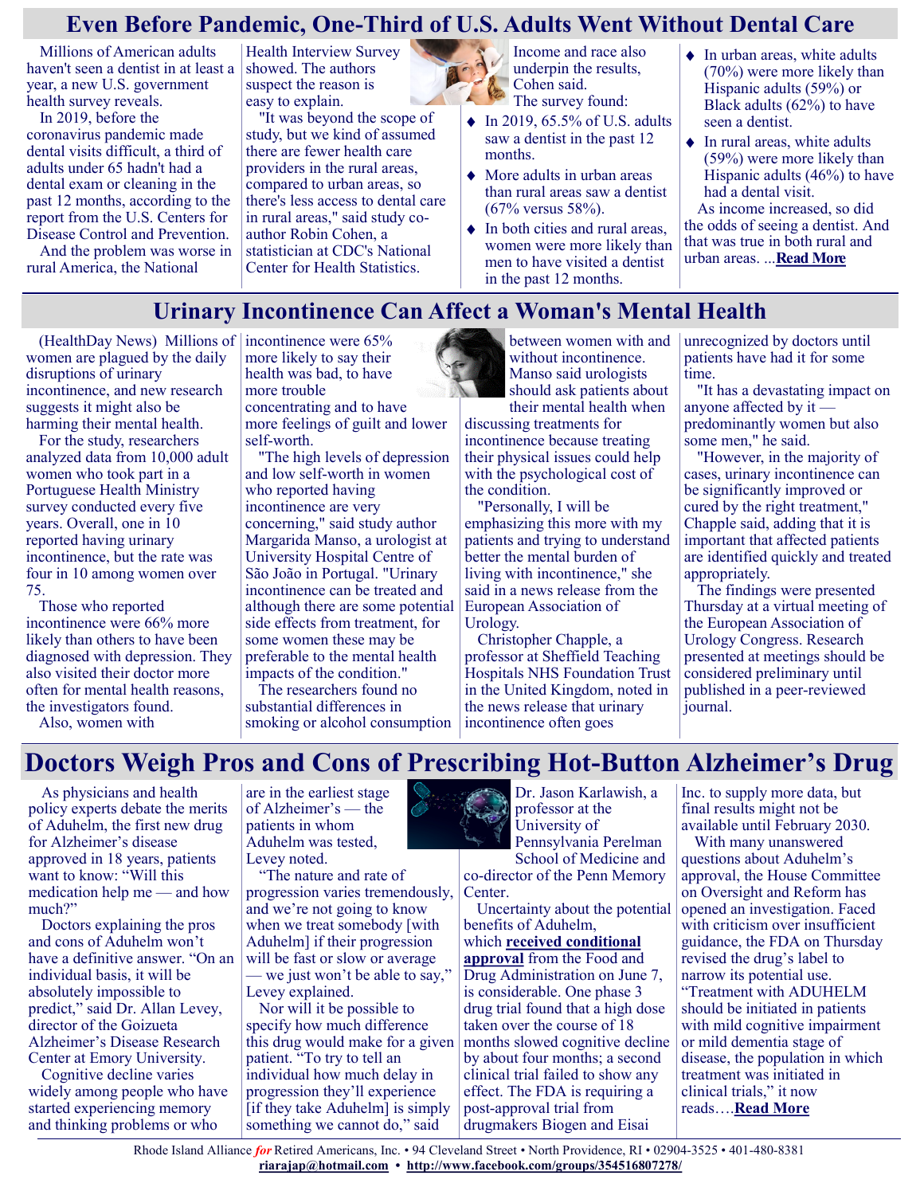# Even Before Pandemic, One-Third of U.S. Adults Went Without Dental Care

Millions of American adults haven't seen a dentist in at least a year, a new U.S. government health survey reveals.

In 2019, before the coronavirus pandemic made dental visits difficult, a third of adults under 65 hadn't had a dental exam or cleaning in the past 12 months, according to the report from the U.S. Centers for Disease Control and Prevention.

And the problem was worse in rural America, the National Health Interview Survey showed. The authors suspect the reason is easy to explain.

"It was beyond the scope of study, but we kind of assumed there are fewer health care providers in the rural areas, compared to urban areas, so there's less access to dental care in rural areas," said study co-author Robin Cohen, a statistician at CDC's National Center for Health Statistics.

Income and race also underpin the results, Cohen said.

The survey found:

- In 2019, 65.5% of U.S. adults saw a dentist in the past 12 months.
- More adults in urban areas than rural areas saw a dentist (67% versus 58%).
- In both cities and rural areas, women were more likely than men to have visited a dentist in the past 12 months.
- In urban areas, white adults (70%) were more likely than Hispanic adults (59%) or Black adults (62%) to have seen a dentist.
- In rural areas, white adults (59%) were more likely than Hispanic adults (46%) to have had a dental visit.

As income increased, so did the odds of seeing a dentist. And that was true in both rural and urban areas. ...**Read More**

# Urinary Incontinence Can Affect a Woman's Mental Health

(HealthDay News) Millions of women are plagued by the daily disruptions of urinary incontinence, and new research suggests it might also be harming their mental health.

For the study, researchers analyzed data from 10,000 adult women who took part in a Portuguese Health Ministry survey conducted every five years. Overall, one in 10 reported having urinary incontinence, but the rate was four in 10 among women over 75.

Those who reported incontinence were 66% more likely than others to have been diagnosed with depression. They also visited their doctor more often for mental health reasons, the investigators found.

Also, women with incontinence were 65% more likely to say their health was bad, to have more trouble concentrating and to have more feelings of guilt and lower self-worth.

"The high levels of depression and low self-worth in women who reported having incontinence are very concerning," said study author Margarida Manso, a urologist at University Hospital Centre of São João in Portugal. "Urinary incontinence can be treated and although there are some potential side effects from treatment, for some women these may be preferable to the mental health impacts of the condition."

The researchers found no substantial differences in smoking or alcohol consumption between women with and without incontinence. Manso said urologists should ask patients about their mental health when discussing treatments for incontinence because treating their physical issues could help with the psychological cost of the condition.

"Personally, I will be emphasizing this more with my patients and trying to understand better the mental burden of living with incontinence," she said in a news release from the European Association of Urology.

Christopher Chapple, a professor at Sheffield Teaching Hospitals NHS Foundation Trust in the United Kingdom, noted in the news release that urinary incontinence often goes unrecognized by doctors until patients have had it for some time.

"It has a devastating impact on anyone affected by it — predominantly women but also some men," he said.

"However, in the majority of cases, urinary incontinence can be significantly improved or cured by the right treatment," Chapple said, adding that it is important that affected patients are identified quickly and treated appropriately.

The findings were presented Thursday at a virtual meeting of the European Association of Urology Congress. Research presented at meetings should be considered preliminary until published in a peer-reviewed journal.

# Doctors Weigh Pros and Cons of Prescribing Hot-Button Alzheimer's Drug

As physicians and health policy experts debate the merits of Aduhelm, the first new drug for Alzheimer's disease approved in 18 years, patients want to know: "Will this medication help me — and how much?"

Doctors explaining the pros and cons of Aduhelm won't have a definitive answer. "On an individual basis, it will be absolutely impossible to predict," said Dr. Allan Levey, director of the Goizueta Alzheimer's Disease Research Center at Emory University.

Cognitive decline varies widely among people who have started experiencing memory and thinking problems or who are in the earliest stage of Alzheimer's — the patients in whom Aduhelm was tested, Levey noted.

"The nature and rate of progression varies tremendously, and we're not going to know when we treat somebody [with Aduhelm] if their progression will be fast or slow or average — we just won't be able to say," Levey explained.

Nor will it be possible to specify how much difference this drug would make for a given patient. "To try to tell an individual how much delay in progression they'll experience [if they take Aduhelm] is simply something we cannot do," said Dr. Jason Karlawish, a professor at the University of Pennsylvania Perelman School of Medicine and co-director of the Penn Memory Center.

Uncertainty about the potential benefits of Aduhelm, which **received conditional approval** from the Food and Drug Administration on June 7, is considerable. One phase 3 drug trial found that a high dose taken over the course of 18 months slowed cognitive decline by about four months; a second clinical trial failed to show any effect. The FDA is requiring a post-approval trial from drugmakers Biogen and Eisai Inc. to supply more data, but final results might not be available until February 2030.

With many unanswered questions about Aduhelm's approval, the House Committee on Oversight and Reform has opened an investigation. Faced with criticism over insufficient guidance, the FDA on Thursday revised the drug's label to narrow its potential use. "Treatment with ADUHELM should be initiated in patients with mild cognitive impairment or mild dementia stage of disease, the population in which treatment was initiated in clinical trials," it now reads.…**Read More**

Rhode Island Alliance *for* Retired Americans, Inc. • 94 Cleveland Street • North Providence, RI • 02904-3525 • 401-480-8381
**riarajap@hotmail.com** • **http://www.facebook.com/groups/354516807278/**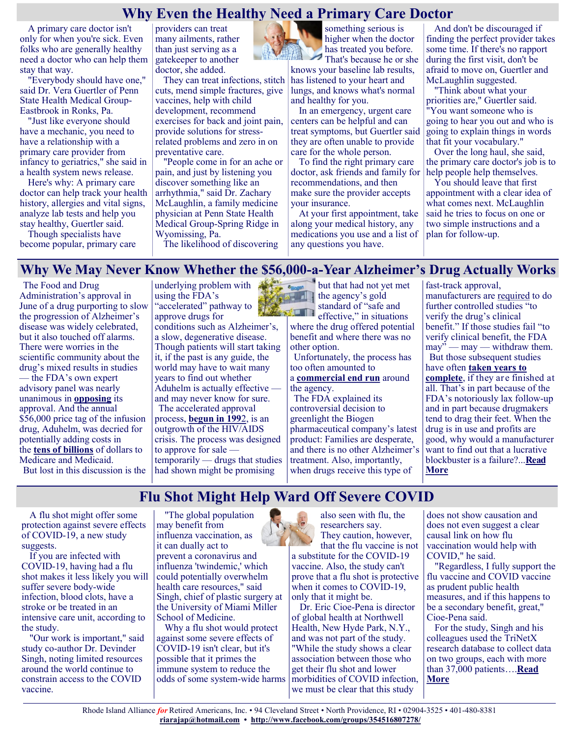# Why Even the Healthy Need a Primary Care Doctor

A primary care doctor isn't only for when you're sick. Even folks who are generally healthy need a doctor who can help them stay that way.

"Everybody should have one," said Dr. Vera Guertler of Penn State Health Medical Group-Eastbrook in Ronks, Pa.

"Just like everyone should have a mechanic, you need to have a relationship with a primary care provider from infancy to geriatrics," she said in a health system news release.

Here's why: A primary care doctor can help track your health history, allergies and vital signs, analyze lab tests and help you stay healthy, Guertler said.

Though specialists have become popular, primary care providers can treat many ailments, rather than just serving as a gatekeeper to another doctor, she added.

They can treat infections, stitch cuts, mend simple fractures, give vaccines, help with child development, recommend exercises for back and joint pain, provide solutions for stress-related problems and zero in on preventative care.

"People come in for an ache or pain, and just by listening you discover something like an arrhythmia," said Dr. Zachary McLaughlin, a family medicine physician at Penn State Health Medical Group-Spring Ridge in Wyomissing, Pa.

The likelihood of discovering something serious is higher when the doctor has treated you before. That's because he or she knows your baseline lab results, has listened to your heart and lungs, and knows what's normal and healthy for you.

In an emergency, urgent care centers can be helpful and can treat symptoms, but Guertler said they are often unable to provide care for the whole person.

To find the right primary care doctor, ask friends and family for recommendations, and then make sure the provider accepts your insurance.

At your first appointment, take along your medical history, any medications you use and a list of any questions you have.

And don't be discouraged if finding the perfect provider takes some time. If there's no rapport during the first visit, don't be afraid to move on, Guertler and McLaughlin suggested.

"Think about what your priorities are," Guertler said. "You want someone who is going to hear you out and who is going to explain things in words that fit your vocabulary."

Over the long haul, she said, the primary care doctor's job is to help people help themselves.

You should leave that first appointment with a clear idea of what comes next. McLaughlin said he tries to focus on one or two simple instructions and a plan for follow-up.

# Why We May Never Know Whether the $56,000-a-Year Alzheimer's Drug Actually Works

The Food and Drug Administration's approval in June of a drug purporting to slow the progression of Alzheimer's disease was widely celebrated, but it also touched off alarms. There were worries in the scientific community about the drug's mixed results in studies — the FDA's own expert advisory panel was nearly unanimous in **opposing** its approval. And the annual $56,000 price tag of the infusion drug, Aduhelm, was decried for potentially adding costs in the **tens of billions** of dollars to Medicare and Medicaid.

But lost in this discussion is the underlying problem with using the FDA's "accelerated" pathway to approve drugs for conditions such as Alzheimer's, a slow, degenerative disease. Though patients will start taking it, if the past is any guide, the world may have to wait many years to find out whether Aduhelm is actually effective — and may never know for sure.

The accelerated approval process, **begun in 1992**, is an outgrowth of the HIV/AIDS crisis. The process was designed to approve for sale — temporarily — drugs that studies had shown might be promising but that had not yet met the agency's gold standard of "safe and effective," in situations where the drug offered potential benefit and where there was no other option.

Unfortunately, the process has too often amounted to a **commercial end run** around the agency.

The FDA explained its controversial decision to greenlight the Biogen pharmaceutical company's latest product: Families are desperate, and there is no other Alzheimer's treatment. Also, importantly, when drugs receive this type of fast-track approval, manufacturers are required to do further controlled studies "to verify the drug's clinical benefit." If those studies fail "to verify clinical benefit, the FDA may" — may — withdraw them.

But those subsequent studies have often **taken years to complete**, if they are finished at all. That's in part because of the FDA's notoriously lax follow-up and in part because drugmakers tend to drag their feet. When the drug is in use and profits are good, why would a manufacturer want to find out that a lucrative blockbuster is a failure?...**Read More**

# Flu Shot Might Help Ward Off Severe COVID

A flu shot might offer some protection against severe effects of COVID-19, a new study suggests.

If you are infected with COVID-19, having had a flu shot makes it less likely you will suffer severe body-wide infection, blood clots, have a stroke or be treated in an intensive care unit, according to the study.

"Our work is important," said study co-author Dr. Devinder Singh, noting limited resources around the world continue to constrain access to the COVID vaccine.

"The global population may benefit from influenza vaccination, as it can dually act to prevent a coronavirus and influenza 'twindemic,' which could potentially overwhelm health care resources," said Singh, chief of plastic surgery at the University of Miami Miller School of Medicine.

Why a flu shot would protect against some severe effects of COVID-19 isn't clear, but it's possible that it primes the immune system to reduce the odds of some system-wide harms also seen with flu, the researchers say.

They caution, however, that the flu vaccine is not a substitute for the COVID-19 vaccine. Also, the study can't prove that a flu shot is protective when it comes to COVID-19, only that it might be.

Dr. Eric Cioe-Pena is director of global health at Northwell Health, New Hyde Park, N.Y., and was not part of the study. "While the study shows a clear association between those who get their flu shot and lower morbidities of COVID infection, we must be clear that this study does not show causation and does not even suggest a clear causal link on how flu vaccination would help with COVID," he said.

"Regardless, I fully support the flu vaccine and COVID vaccine as prudent public health measures, and if this happens to be a secondary benefit, great," Cioe-Pena said.

For the study, Singh and his colleagues used the TriNetX research database to collect data on two groups, each with more than 37,000 patients….**Read More**

Rhode Island Alliance *for* Retired Americans, Inc. • 94 Cleveland Street • North Providence, RI • 02904-3525 • 401-480-8381
**riarajap@hotmail.com** • **http://www.facebook.com/groups/354516807278/**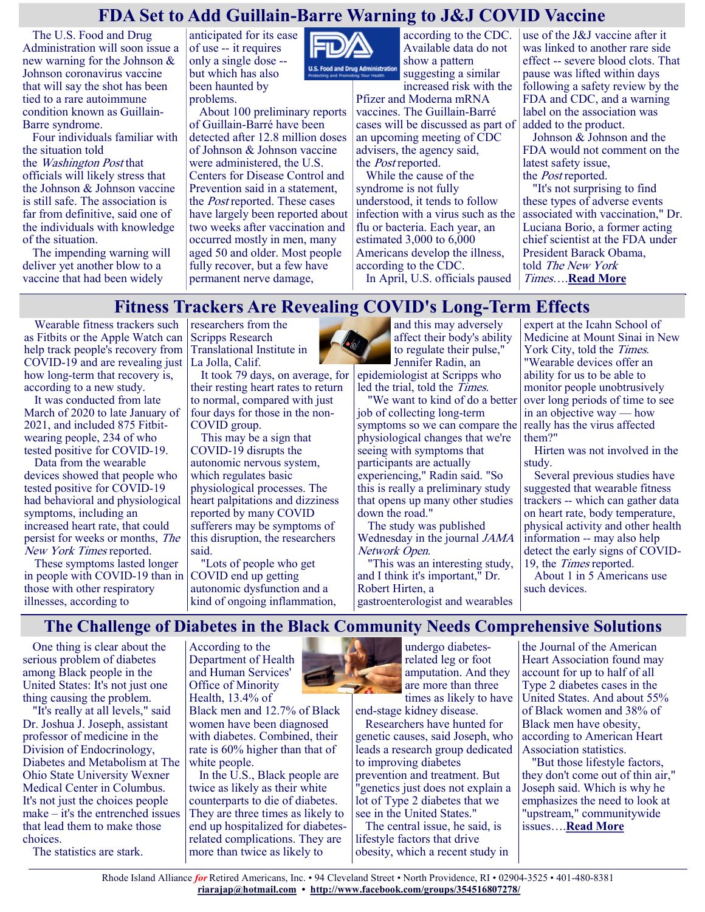# FDA Set to Add Guillain-Barre Warning to J&J COVID Vaccine

The U.S. Food and Drug Administration will soon issue a new warning for the Johnson & Johnson coronavirus vaccine that will say the shot has been tied to a rare autoimmune condition known as Guillain-Barre syndrome.

Four individuals familiar with the situation told the *Washington Post* that officials will likely stress that the Johnson & Johnson vaccine is still safe. The association is far from definitive, said one of the individuals with knowledge of the situation.

The impending warning will deliver yet another blow to a vaccine that had been widely anticipated for its ease of use -- it requires only a single dose -- but which has also been haunted by problems.

About 100 preliminary reports of Guillain-Barré have been detected after 12.8 million doses of Johnson & Johnson vaccine were administered, the U.S. Centers for Disease Control and Prevention said in a statement, the *Post* reported. These cases have largely been reported about two weeks after vaccination and occurred mostly in men, many aged 50 and older. Most people fully recover, but a few have permanent nerve damage, according to the CDC. Available data do not show a pattern suggesting a similar increased risk with the Pfizer and Moderna mRNA vaccines. The Guillain-Barré cases will be discussed as part of an upcoming meeting of CDC advisers, the agency said, the *Post* reported.

While the cause of the syndrome is not fully understood, it tends to follow infection with a virus such as the flu or bacteria. Each year, an estimated 3,000 to 6,000 Americans develop the illness, according to the CDC.

In April, U.S. officials paused use of the J&J vaccine after it was linked to another rare side effect -- severe blood clots. That pause was lifted within days following a safety review by the FDA and CDC, and a warning label on the association was added to the product.

Johnson & Johnson and the FDA would not comment on the latest safety issue, the *Post* reported.

"It's not surprising to find these types of adverse events associated with vaccination," Dr. Luciana Borio, a former acting chief scientist at the FDA under President Barack Obama, told *The New York Times*….**Read More**

# Fitness Trackers Are Revealing COVID's Long-Term Effects

Wearable fitness trackers such as Fitbits or the Apple Watch can help track people's recovery from COVID-19 and are revealing just how long-term that recovery is, according to a new study.

It was conducted from late March of 2020 to late January of 2021, and included 875 Fitbit-wearing people, 234 of who tested positive for COVID-19.

Data from the wearable devices showed that people who tested positive for COVID-19 had behavioral and physiological symptoms, including an increased heart rate, that could persist for weeks or months, *The New York Times* reported.

These symptoms lasted longer in people with COVID-19 than in those with other respiratory illnesses, according to researchers from the Scripps Research Translational Institute in La Jolla, Calif.

It took 79 days, on average, for their resting heart rates to return to normal, compared with just four days for those in the non-COVID group.

This may be a sign that COVID-19 disrupts the autonomic nervous system, which regulates basic physiological processes. The heart palpitations and dizziness reported by many COVID sufferers may be symptoms of this disruption, the researchers said.

"Lots of people who get COVID end up getting autonomic dysfunction and a kind of ongoing inflammation, and this may adversely affect their body's ability to regulate their pulse," Jennifer Radin, an epidemiologist at Scripps who led the trial, told the *Times*.

"We want to kind of do a better job of collecting long-term symptoms so we can compare the physiological changes that we're seeing with symptoms that participants are actually experiencing," Radin said. "So this is really a preliminary study that opens up many other studies down the road."

The study was published Wednesday in the journal *JAMA Network Open*.

"This was an interesting study, and I think it's important," Dr. Robert Hirten, a gastroenterologist and wearables expert at the Icahn School of Medicine at Mount Sinai in New York City, told the *Times*. "Wearable devices offer an ability for us to be able to monitor people unobtrusively over long periods of time to see in an objective way — how really has the virus affected them?"

Hirten was not involved in the study.

Several previous studies have suggested that wearable fitness trackers -- which can gather data on heart rate, body temperature, physical activity and other health information -- may also help detect the early signs of COVID-19, the *Times* reported.

About 1 in 5 Americans use such devices.

# The Challenge of Diabetes in the Black Community Needs Comprehensive Solutions

One thing is clear about the serious problem of diabetes among Black people in the United States: It's not just one thing causing the problem.

"It's really at all levels," said Dr. Joshua J. Joseph, assistant professor of medicine in the Division of Endocrinology, Diabetes and Metabolism at The Ohio State University Wexner Medical Center in Columbus. It's not just the choices people make – it's the entrenched issues that lead them to make those choices.

The statistics are stark. According to the Department of Health and Human Services' Office of Minority Health, 13.4% of Black men and 12.7% of Black women have been diagnosed with diabetes. Combined, their rate is 60% higher than that of white people.

In the U.S., Black people are twice as likely as their white counterparts to die of diabetes. They are three times as likely to end up hospitalized for diabetes-related complications. They are more than twice as likely to undergo diabetes-related leg or foot amputation. And they are more than three times as likely to have end-stage kidney disease.

Researchers have hunted for genetic causes, said Joseph, who leads a research group dedicated to improving diabetes prevention and treatment. But "genetics just does not explain a lot of Type 2 diabetes that we see in the United States."

The central issue, he said, is lifestyle factors that drive obesity, which a recent study in the Journal of the American Heart Association found may account for up to half of all Type 2 diabetes cases in the United States. And about 55% of Black women and 38% of Black men have obesity, according to American Heart Association statistics.

"But those lifestyle factors, they don't come out of thin air," Joseph said. Which is why he emphasizes the need to look at "upstream," communitywide issues….**Read More**

Rhode Island Alliance *for* Retired Americans, Inc. • 94 Cleveland Street • North Providence, RI • 02904-3525 • 401-480-8381
**riarajap@hotmail.com** • **http://www.facebook.com/groups/354516807278/**